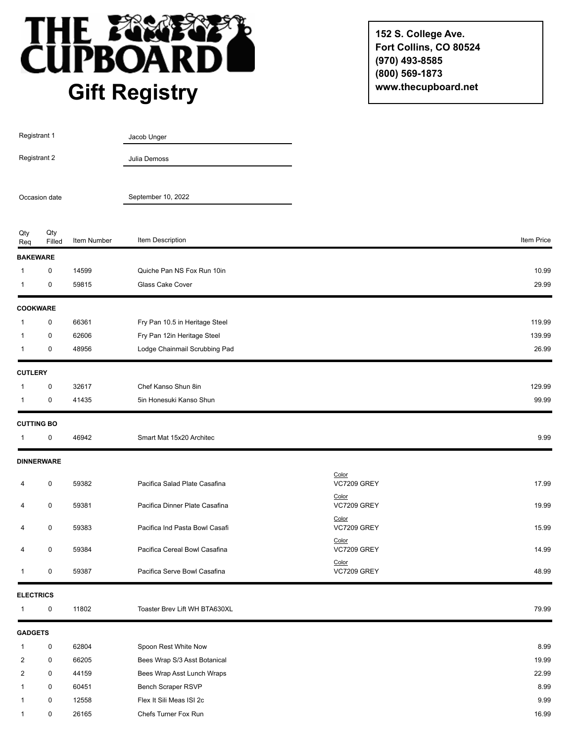# THE CUPBOARD

## Gift Registry

**152 S. College Ave.**
**Fort Collins, CO 80524**
**(970) 493-8585**
**(800) 569-1873**
**www.thecupboard.net**

Registrant 1: Jacob Unger

Registrant 2: Julia Demoss

Occasion date: September 10, 2022

| Qty Req | Qty Filled | Item Number | Item Description | | Item Price |
|---|---|---|---|---|---|
| **BAKEWARE** | | | | | |
| 1 | 0 | 14599 | Quiche Pan NS Fox Run 10in | | 10.99 |
| 1 | 0 | 59815 | Glass Cake Cover | | 29.99 |
| **COOKWARE** | | | | | |
| 1 | 0 | 66361 | Fry Pan 10.5 in Heritage Steel | | 119.99 |
| 1 | 0 | 62606 | Fry Pan 12in Heritage Steel | | 139.99 |
| 1 | 0 | 48956 | Lodge Chainmail Scrubbing Pad | | 26.99 |
| **CUTLERY** | | | | | |
| 1 | 0 | 32617 | Chef Kanso Shun 8in | | 129.99 |
| 1 | 0 | 41435 | 5in Honesuki Kanso Shun | | 99.99 |
| **CUTTING BO** | | | | | |
| 1 | 0 | 46942 | Smart Mat 15x20 Architec | | 9.99 |
| **DINNERWARE** | | | | | |
| 4 | 0 | 59382 | Pacifica Salad Plate Casafina | Color: VC7209 GREY | 17.99 |
| 4 | 0 | 59381 | Pacifica Dinner Plate Casafina | Color: VC7209 GREY | 19.99 |
| 4 | 0 | 59383 | Pacifica Ind Pasta Bowl Casafi | Color: VC7209 GREY | 15.99 |
| 4 | 0 | 59384 | Pacifica Cereal Bowl Casafina | Color: VC7209 GREY | 14.99 |
| 1 | 0 | 59387 | Pacifica Serve Bowl Casafina | Color: VC7209 GREY | 48.99 |
| **ELECTRICS** | | | | | |
| 1 | 0 | 11802 | Toaster Brev Lift WH BTA630XL | | 79.99 |
| **GADGETS** | | | | | |
| 1 | 0 | 62804 | Spoon Rest White Now | | 8.99 |
| 2 | 0 | 66205 | Bees Wrap S/3 Asst Botanical | | 19.99 |
| 2 | 0 | 44159 | Bees Wrap Asst Lunch Wraps | | 22.99 |
| 1 | 0 | 60451 | Bench Scraper RSVP | | 8.99 |
| 1 | 0 | 12558 | Flex It Sili Meas ISI 2c | | 9.99 |
| 1 | 0 | 26165 | Chefs Turner Fox Run | | 16.99 |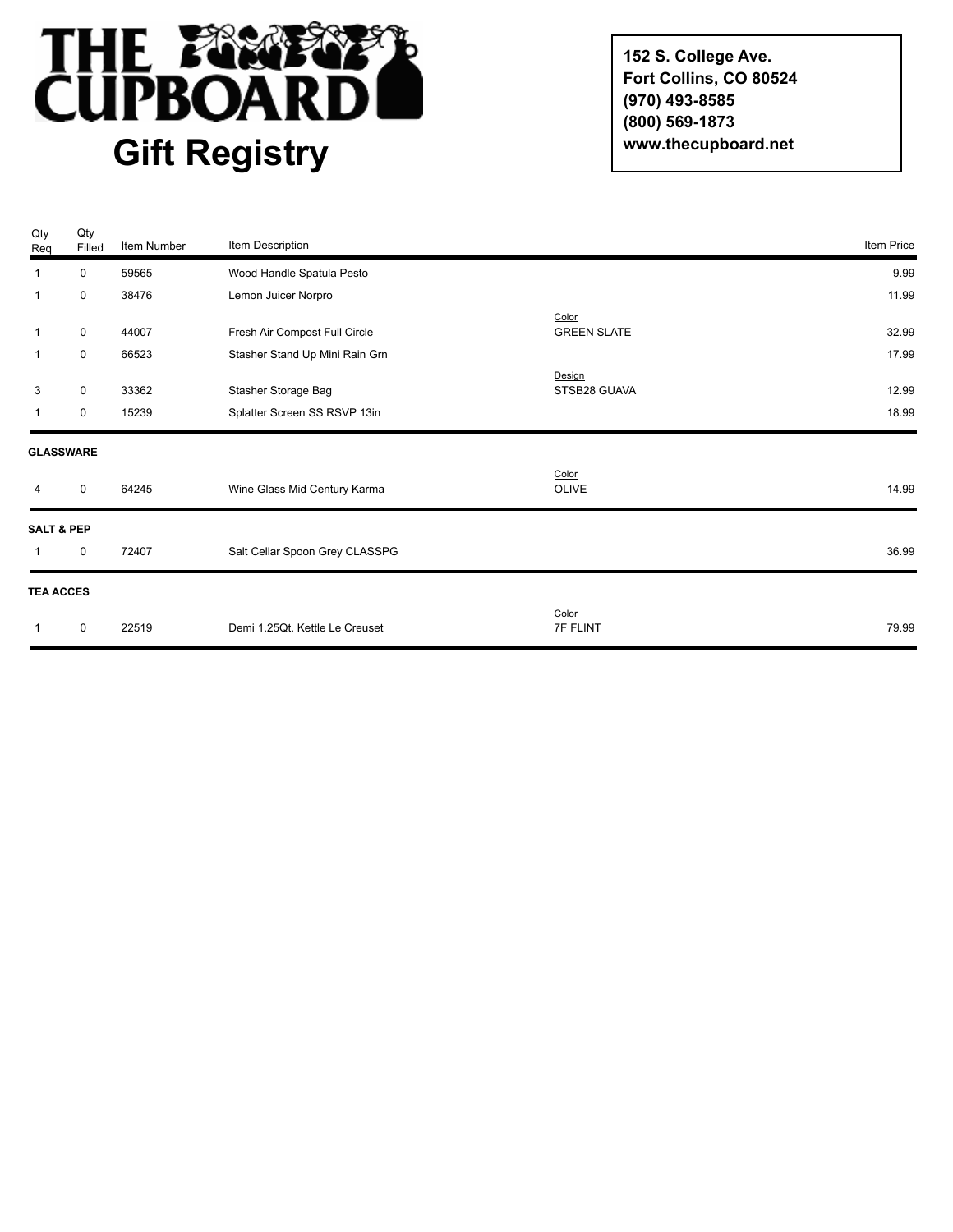# THE CUPBOARD

## Gift Registry

**152 S. College Ave.**
**Fort Collins, CO 80524**
**(970) 493-8585**
**(800) 569-1873**
**www.thecupboard.net**

| Qty Req | Qty Filled | Item Number | Item Description | | Item Price |
|---|---|---|---|---|---|
| 1 | 0 | 59565 | Wood Handle Spatula Pesto | | 9.99 |
| 1 | 0 | 38476 | Lemon Juicer Norpro | | 11.99 |
| 1 | 0 | 44007 | Fresh Air Compost Full Circle | Color: GREEN SLATE | 32.99 |
| 1 | 0 | 66523 | Stasher Stand Up Mini Rain Grn | | 17.99 |
| 3 | 0 | 33362 | Stasher Storage Bag | Design: STSB28 GUAVA | 12.99 |
| 1 | 0 | 15239 | Splatter Screen SS RSVP 13in | | 18.99 |
| **GLASSWARE** | | | | | |
| 4 | 0 | 64245 | Wine Glass Mid Century Karma | Color: OLIVE | 14.99 |
| **SALT & PEP** | | | | | |
| 1 | 0 | 72407 | Salt Cellar Spoon Grey CLASSPG | | 36.99 |
| **TEA ACCES** | | | | | |
| 1 | 0 | 22519 | Demi 1.25Qt. Kettle Le Creuset | Color: 7F FLINT | 79.99 |